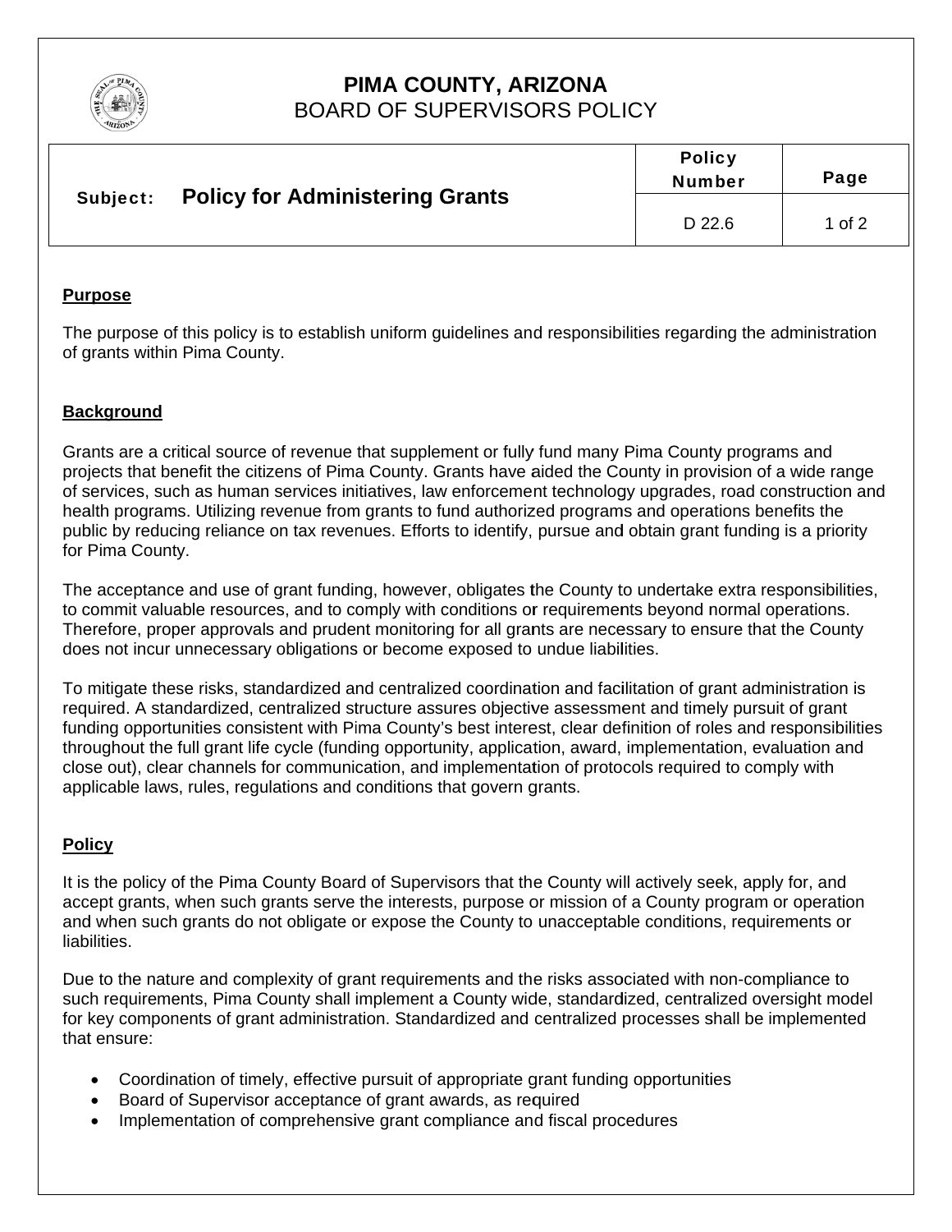# PIMA COUNTY, ARIZONA
BOARD OF SUPERVISORS POLICY

| Subject: **Policy for Administering Grants** | Policy Number | Page |
| --- | --- | --- |
| | D 22.6 | 1 of 2 |

## Purpose

The purpose of this policy is to establish uniform guidelines and responsibilities regarding the administration of grants within Pima County.

## Background

Grants are a critical source of revenue that supplement or fully fund many Pima County programs and projects that benefit the citizens of Pima County. Grants have aided the County in provision of a wide range of services, such as human services initiatives, law enforcement technology upgrades, road construction and health programs. Utilizing revenue from grants to fund authorized programs and operations benefits the public by reducing reliance on tax revenues. Efforts to identify, pursue and obtain grant funding is a priority for Pima County.

The acceptance and use of grant funding, however, obligates the County to undertake extra responsibilities, to commit valuable resources, and to comply with conditions or requirements beyond normal operations. Therefore, proper approvals and prudent monitoring for all grants are necessary to ensure that the County does not incur unnecessary obligations or become exposed to undue liabilities.

To mitigate these risks, standardized and centralized coordination and facilitation of grant administration is required. A standardized, centralized structure assures objective assessment and timely pursuit of grant funding opportunities consistent with Pima County's best interest, clear definition of roles and responsibilities throughout the full grant life cycle (funding opportunity, application, award, implementation, evaluation and close out), clear channels for communication, and implementation of protocols required to comply with applicable laws, rules, regulations and conditions that govern grants.

## Policy

It is the policy of the Pima County Board of Supervisors that the County will actively seek, apply for, and accept grants, when such grants serve the interests, purpose or mission of a County program or operation and when such grants do not obligate or expose the County to unacceptable conditions, requirements or liabilities.

Due to the nature and complexity of grant requirements and the risks associated with non-compliance to such requirements, Pima County shall implement a County wide, standardized, centralized oversight model for key components of grant administration. Standardized and centralized processes shall be implemented that ensure:

- Coordination of timely, effective pursuit of appropriate grant funding opportunities
- Board of Supervisor acceptance of grant awards, as required
- Implementation of comprehensive grant compliance and fiscal procedures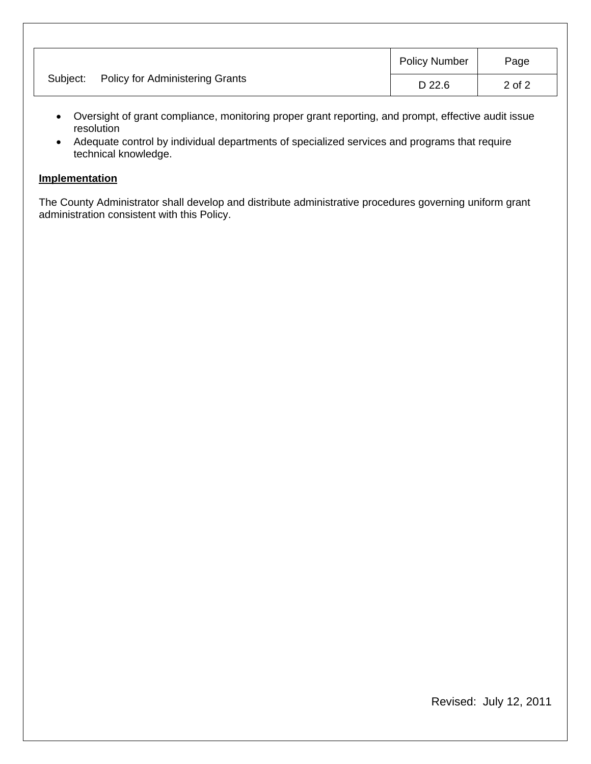- Oversight of grant compliance, monitoring proper grant reporting, and prompt, effective audit issue resolution
- Adequate control by individual departments of specialized services and programs that require technical knowledge.

**Implementation**

The County Administrator shall develop and distribute administrative procedures governing uniform grant administration consistent with this Policy.

Revised: July 12, 2011